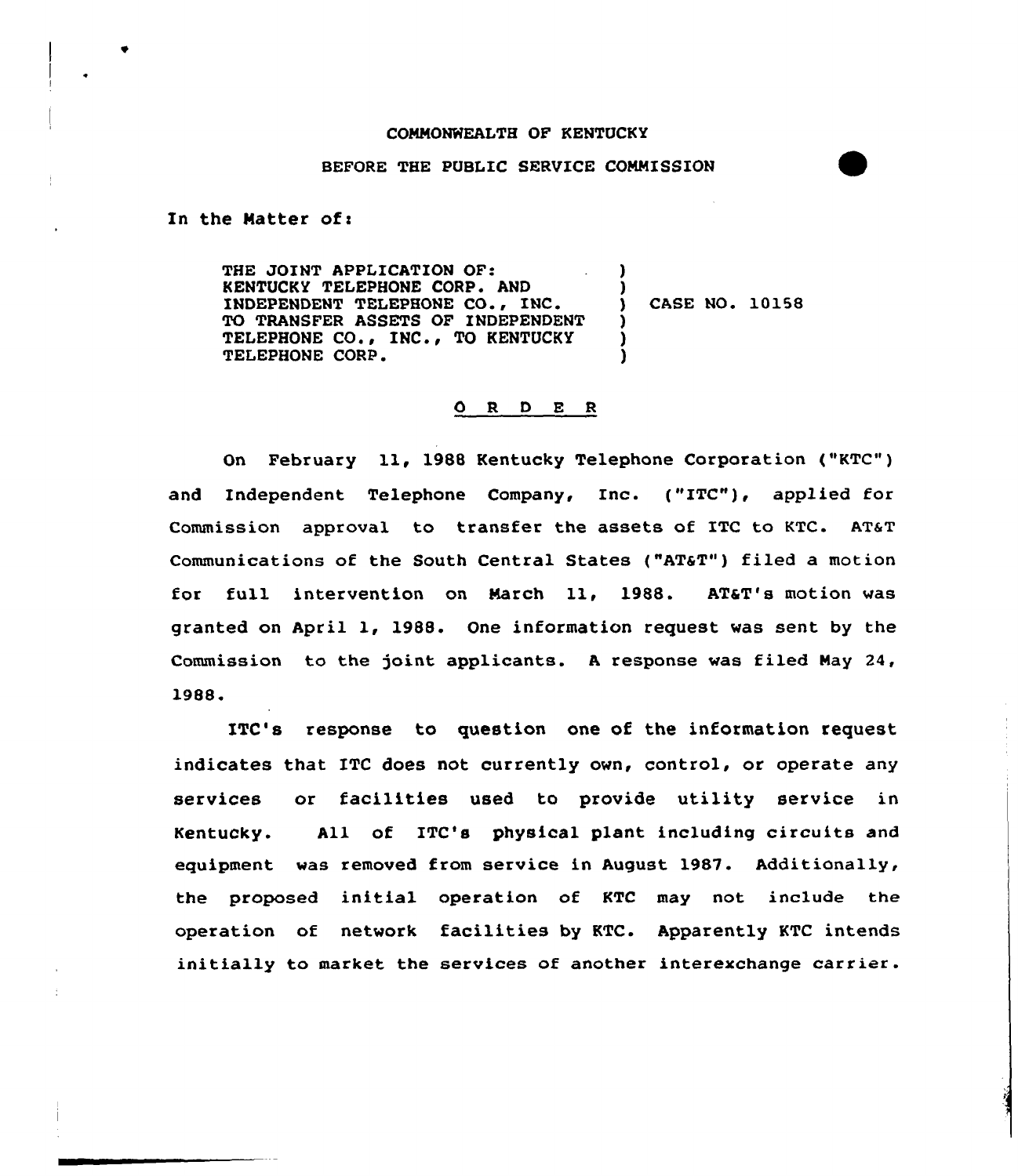COMMONWEALTH OF KENTUCKY

BEFORE THE PUBLIC SERVICE COMMISSION

In the Matter of:

THE JOINT APPLICATION OF: KENTUCKY TELEPHONE CORP. AND INDEPENDENT TELEPHONE CO., INC. TO TRANSFER ASSETS OF INDEPENDENT TELEPHONE CO., INC., TO KENTUCKY TELEPHONE CORP. ) CASE NO. 10158

# O R D E R

On February 11, 1988 Kentucky Telephone Corporation ("KTC") and Independent Telephone Company, Inc. ("ITC"), applied for Commission approval to transfer the assets of ITC to KTC. AT&T Communications of the South Central States ("AT&T") filed a motion for full intervention on March 11, 1988. AT&T's motion was granted on April 1, 1988. One information request was sent by the Commission to the joint applicants. A response was filed May 24, 1988.

ITC's response to question one of the information request indicates that ITC does not currently own, control, or operate any services or facilities used to provide utility service in Kentucky. All of ITC's physical plant including circuits and equipment was removed from service in August 1987. Additionally, the proposed initial operation of KTC may not include the operation of network facilities by KTC. Apparently KTC intends initially to market the services of another interexchange carrier.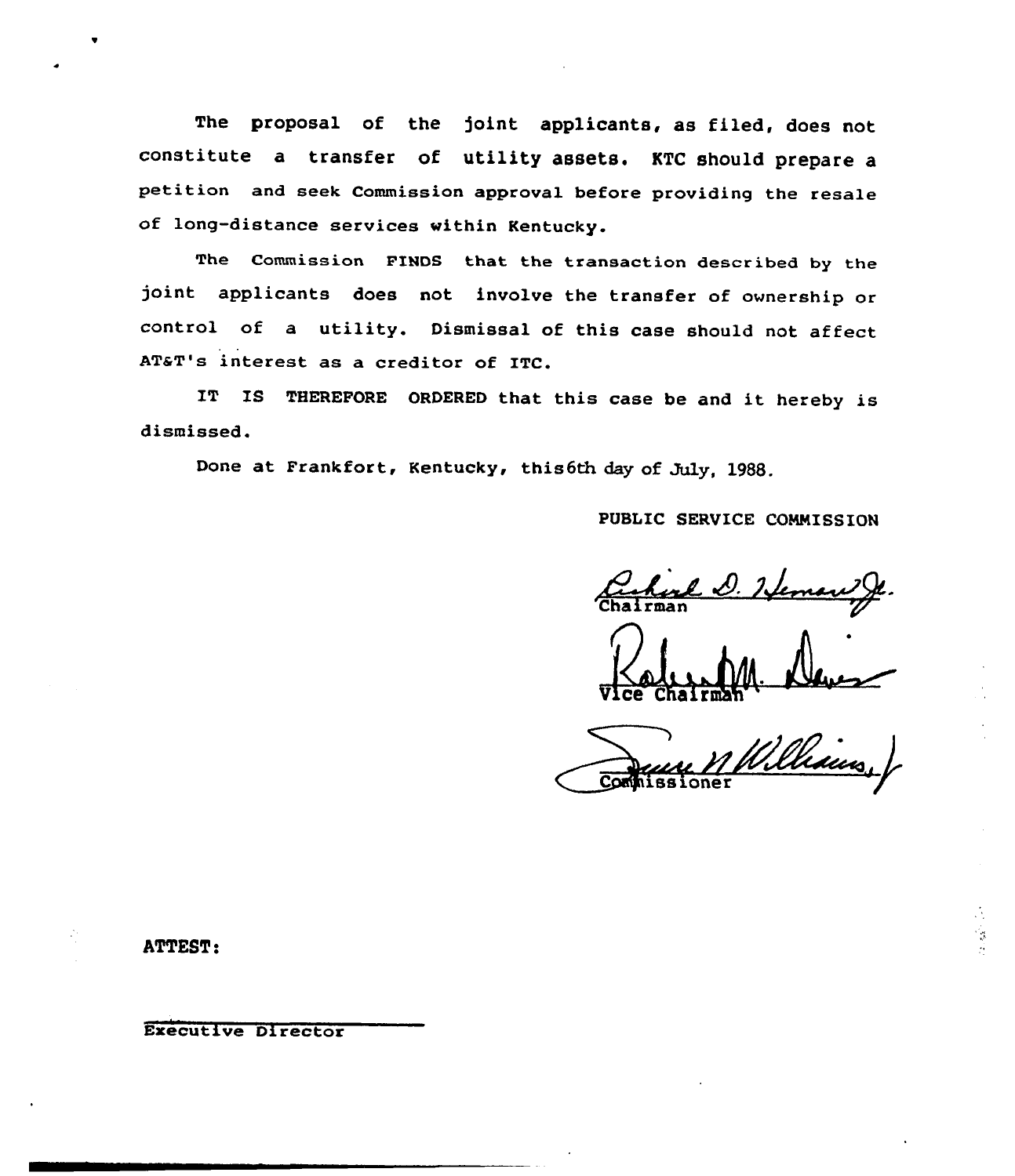The proposal of the joint applicants, as filed, does not constitute a transfer of utility assets. KTC should prepare a petition and seek Commission approval before providing the resale of long-distance services within Kentucky.

The Commission FINDS that the transaction described by the joint applicants does not involve the transfer of ownership or control of a utility. Dismissal of this case should not affect AT&T's interest as a creditor of ITC.

IT IS THEREFORE ORDERED that this case be and it hereby is dismissed.

Done at Frankfort, Kentucky, this 6th day of July, 1988.

PUBLIC SERVICE COMMISSION

Chairman

Vice Chairman

Commissioner

ATTEST:

Executive Director